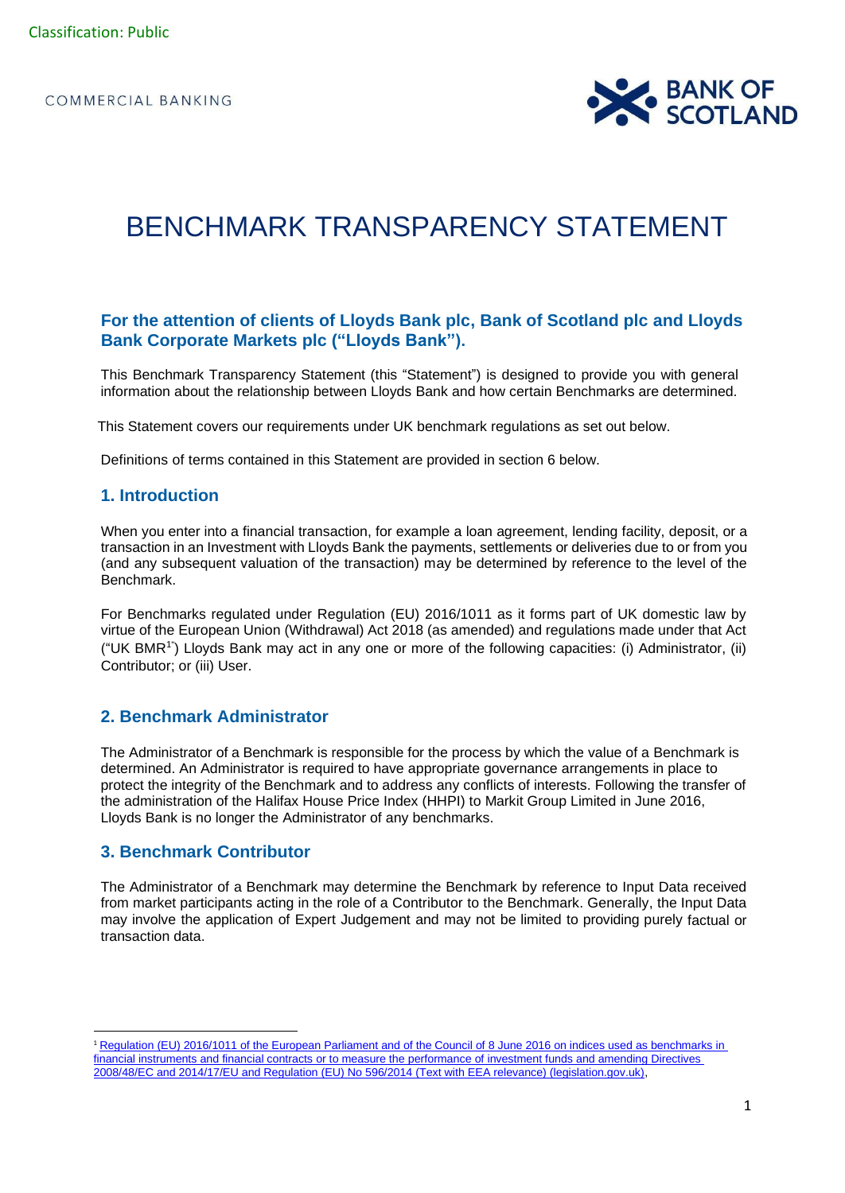Classification: Public

COMMERCIAL BANKING

BANK OF SCOTLAND

# BENCHMARK TRANSPARENCY STATEMENT

### For the attention of clients of Lloyds Bank plc, Bank of Scotland plc and Lloyds Bank Corporate Markets plc ("Lloyds Bank").

This Benchmark Transparency Statement (this "Statement") is designed to provide you with general information about the relationship between Lloyds Bank and how certain Benchmarks are determined.

This Statement covers our requirements under UK benchmark regulations as set out below.

Definitions of terms contained in this Statement are provided in section 6 below.

## 1. Introduction

When you enter into a financial transaction, for example a loan agreement, lending facility, deposit, or a transaction in an Investment with Lloyds Bank the payments, settlements or deliveries due to or from you (and any subsequent valuation of the transaction) may be determined by reference to the level of the Benchmark.

For Benchmarks regulated under Regulation (EU) 2016/1011 as it forms part of UK domestic law by virtue of the European Union (Withdrawal) Act 2018 (as amended) and regulations made under that Act ("UK BMR[1]") Lloyds Bank may act in any one or more of the following capacities: (i) Administrator, (ii) Contributor; or (iii) User.

## 2. Benchmark Administrator

The Administrator of a Benchmark is responsible for the process by which the value of a Benchmark is determined. An Administrator is required to have appropriate governance arrangements in place to protect the integrity of the Benchmark and to address any conflicts of interests. Following the transfer of the administration of the Halifax House Price Index (HHPI) to Markit Group Limited in June 2016, Lloyds Bank is no longer the Administrator of any benchmarks.

## 3. Benchmark Contributor

The Administrator of a Benchmark may determine the Benchmark by reference to Input Data received from market participants acting in the role of a Contributor to the Benchmark. Generally, the Input Data may involve the application of Expert Judgement and may not be limited to providing purely factual or transaction data.

---

[1] Regulation (EU) 2016/1011 of the European Parliament and of the Council of 8 June 2016 on indices used as benchmarks in financial instruments and financial contracts or to measure the performance of investment funds and amending Directives 2008/48/EC and 2014/17/EU and Regulation (EU) No 596/2014 (Text with EEA relevance) (legislation.gov.uk),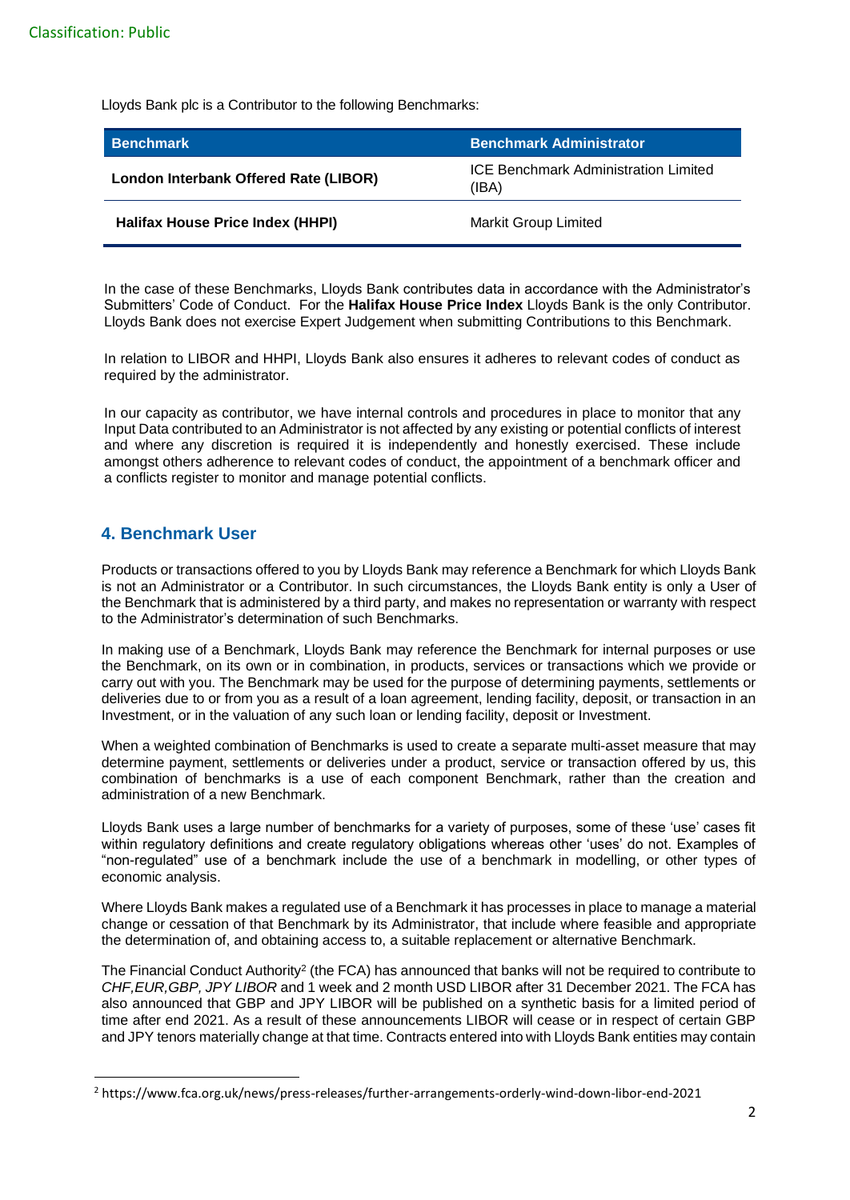Lloyds Bank plc is a Contributor to the following Benchmarks:

| Benchmark | Benchmark Administrator |
|---|---|
| **London Interbank Offered Rate (LIBOR)** | ICE Benchmark Administration Limited (IBA) |
| **Halifax House Price Index (HHPI)** | Markit Group Limited |

In the case of these Benchmarks, Lloyds Bank contributes data in accordance with the Administrator's Submitters' Code of Conduct. For the **Halifax House Price Index** Lloyds Bank is the only Contributor. Lloyds Bank does not exercise Expert Judgement when submitting Contributions to this Benchmark.

In relation to LIBOR and HHPI, Lloyds Bank also ensures it adheres to relevant codes of conduct as required by the administrator.

In our capacity as contributor, we have internal controls and procedures in place to monitor that any Input Data contributed to an Administrator is not affected by any existing or potential conflicts of interest and where any discretion is required it is independently and honestly exercised. These include amongst others adherence to relevant codes of conduct, the appointment of a benchmark officer and a conflicts register to monitor and manage potential conflicts.

## 4. Benchmark User

Products or transactions offered to you by Lloyds Bank may reference a Benchmark for which Lloyds Bank is not an Administrator or a Contributor. In such circumstances, the Lloyds Bank entity is only a User of the Benchmark that is administered by a third party, and makes no representation or warranty with respect to the Administrator's determination of such Benchmarks.

In making use of a Benchmark, Lloyds Bank may reference the Benchmark for internal purposes or use the Benchmark, on its own or in combination, in products, services or transactions which we provide or carry out with you. The Benchmark may be used for the purpose of determining payments, settlements or deliveries due to or from you as a result of a loan agreement, lending facility, deposit, or transaction in an Investment, or in the valuation of any such loan or lending facility, deposit or Investment.

When a weighted combination of Benchmarks is used to create a separate multi-asset measure that may determine payment, settlements or deliveries under a product, service or transaction offered by us, this combination of benchmarks is a use of each component Benchmark, rather than the creation and administration of a new Benchmark.

Lloyds Bank uses a large number of benchmarks for a variety of purposes, some of these 'use' cases fit within regulatory definitions and create regulatory obligations whereas other 'uses' do not. Examples of "non-regulated" use of a benchmark include the use of a benchmark in modelling, or other types of economic analysis.

Where Lloyds Bank makes a regulated use of a Benchmark it has processes in place to manage a material change or cessation of that Benchmark by its Administrator, that include where feasible and appropriate the determination of, and obtaining access to, a suitable replacement or alternative Benchmark.

The Financial Conduct Authority[2] (the FCA) has announced that banks will not be required to contribute to *CHF,EUR,GBP, JPY LIBOR* and 1 week and 2 month USD LIBOR after 31 December 2021. The FCA has also announced that GBP and JPY LIBOR will be published on a synthetic basis for a limited period of time after end 2021. As a result of these announcements LIBOR will cease or in respect of certain GBP and JPY tenors materially change at that time. Contracts entered into with Lloyds Bank entities may contain

[2] https://www.fca.org.uk/news/press-releases/further-arrangements-orderly-wind-down-libor-end-2021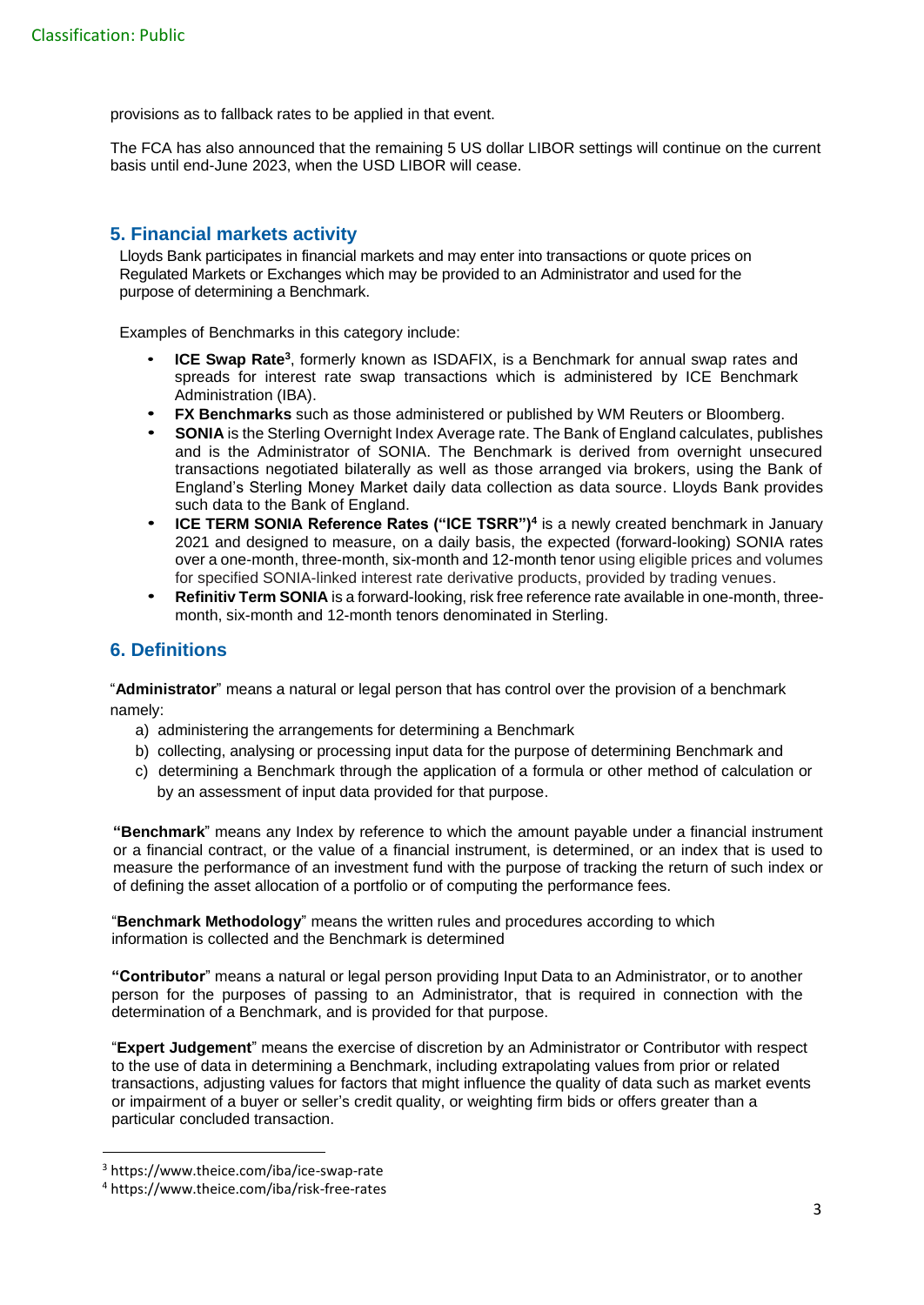provisions as to fallback rates to be applied in that event.

The FCA has also announced that the remaining 5 US dollar LIBOR settings will continue on the current basis until end-June 2023, when the USD LIBOR will cease.

## 5. Financial markets activity

Lloyds Bank participates in financial markets and may enter into transactions or quote prices on Regulated Markets or Exchanges which may be provided to an Administrator and used for the purpose of determining a Benchmark.

Examples of Benchmarks in this category include:

- **ICE Swap Rate**[3], formerly known as ISDAFIX, is a Benchmark for annual swap rates and spreads for interest rate swap transactions which is administered by ICE Benchmark Administration (IBA).
- **FX Benchmarks** such as those administered or published by WM Reuters or Bloomberg.
- **SONIA** is the Sterling Overnight Index Average rate. The Bank of England calculates, publishes and is the Administrator of SONIA. The Benchmark is derived from overnight unsecured transactions negotiated bilaterally as well as those arranged via brokers, using the Bank of England's Sterling Money Market daily data collection as data source. Lloyds Bank provides such data to the Bank of England.
- **ICE TERM SONIA Reference Rates ("ICE TSRR")**[4] is a newly created benchmark in January 2021 and designed to measure, on a daily basis, the expected (forward-looking) SONIA rates over a one-month, three-month, six-month and 12-month tenor using eligible prices and volumes for specified SONIA-linked interest rate derivative products, provided by trading venues.
- **Refinitiv Term SONIA** is a forward-looking, risk free reference rate available in one-month, three-month, six-month and 12-month tenors denominated in Sterling.

## 6. Definitions

"**Administrator**" means a natural or legal person that has control over the provision of a benchmark namely:

a) administering the arrangements for determining a Benchmark
b) collecting, analysing or processing input data for the purpose of determining Benchmark and
c) determining a Benchmark through the application of a formula or other method of calculation or by an assessment of input data provided for that purpose.

**"Benchmark**" means any Index by reference to which the amount payable under a financial instrument or a financial contract, or the value of a financial instrument, is determined, or an index that is used to measure the performance of an investment fund with the purpose of tracking the return of such index or of defining the asset allocation of a portfolio or of computing the performance fees.

"**Benchmark Methodology**" means the written rules and procedures according to which information is collected and the Benchmark is determined

**"Contributor**" means a natural or legal person providing Input Data to an Administrator, or to another person for the purposes of passing to an Administrator, that is required in connection with the determination of a Benchmark, and is provided for that purpose.

"**Expert Judgement**" means the exercise of discretion by an Administrator or Contributor with respect to the use of data in determining a Benchmark, including extrapolating values from prior or related transactions, adjusting values for factors that might influence the quality of data such as market events or impairment of a buyer or seller's credit quality, or weighting firm bids or offers greater than a particular concluded transaction.

---

[3] https://www.theice.com/iba/ice-swap-rate

[4] https://www.theice.com/iba/risk-free-rates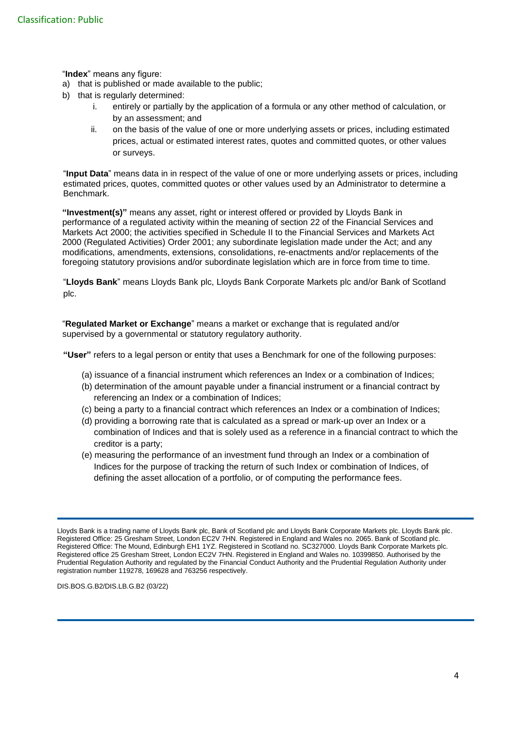"**Index**" means any figure:

a) that is published or made available to the public;
b) that is regularly determined:
   i. entirely or partially by the application of a formula or any other method of calculation, or by an assessment; and
   ii. on the basis of the value of one or more underlying assets or prices, including estimated prices, actual or estimated interest rates, quotes and committed quotes, or other values or surveys.

"**Input Data**" means data in in respect of the value of one or more underlying assets or prices, including estimated prices, quotes, committed quotes or other values used by an Administrator to determine a Benchmark.

**"Investment(s)"** means any asset, right or interest offered or provided by Lloyds Bank in performance of a regulated activity within the meaning of section 22 of the Financial Services and Markets Act 2000; the activities specified in Schedule II to the Financial Services and Markets Act 2000 (Regulated Activities) Order 2001; any subordinate legislation made under the Act; and any modifications, amendments, extensions, consolidations, re-enactments and/or replacements of the foregoing statutory provisions and/or subordinate legislation which are in force from time to time.

"**Lloyds Bank**" means Lloyds Bank plc, Lloyds Bank Corporate Markets plc and/or Bank of Scotland plc.

"**Regulated Market or Exchange**" means a market or exchange that is regulated and/or supervised by a governmental or statutory regulatory authority.

**"User"** refers to a legal person or entity that uses a Benchmark for one of the following purposes:

(a) issuance of a financial instrument which references an Index or a combination of Indices;
(b) determination of the amount payable under a financial instrument or a financial contract by referencing an Index or a combination of Indices;
(c) being a party to a financial contract which references an Index or a combination of Indices;
(d) providing a borrowing rate that is calculated as a spread or mark-up over an Index or a combination of Indices and that is solely used as a reference in a financial contract to which the creditor is a party;
(e) measuring the performance of an investment fund through an Index or a combination of Indices for the purpose of tracking the return of such Index or combination of Indices, of defining the asset allocation of a portfolio, or of computing the performance fees.

Lloyds Bank is a trading name of Lloyds Bank plc, Bank of Scotland plc and Lloyds Bank Corporate Markets plc. Lloyds Bank plc. Registered Office: 25 Gresham Street, London EC2V 7HN. Registered in England and Wales no. 2065. Bank of Scotland plc. Registered Office: The Mound, Edinburgh EH1 1YZ. Registered in Scotland no. SC327000. Lloyds Bank Corporate Markets plc. Registered office 25 Gresham Street, London EC2V 7HN. Registered in England and Wales no. 10399850. Authorised by the Prudential Regulation Authority and regulated by the Financial Conduct Authority and the Prudential Regulation Authority under registration number 119278, 169628 and 763256 respectively.

DIS.BOS.G.B2/DIS.LB.G.B2 (03/22)